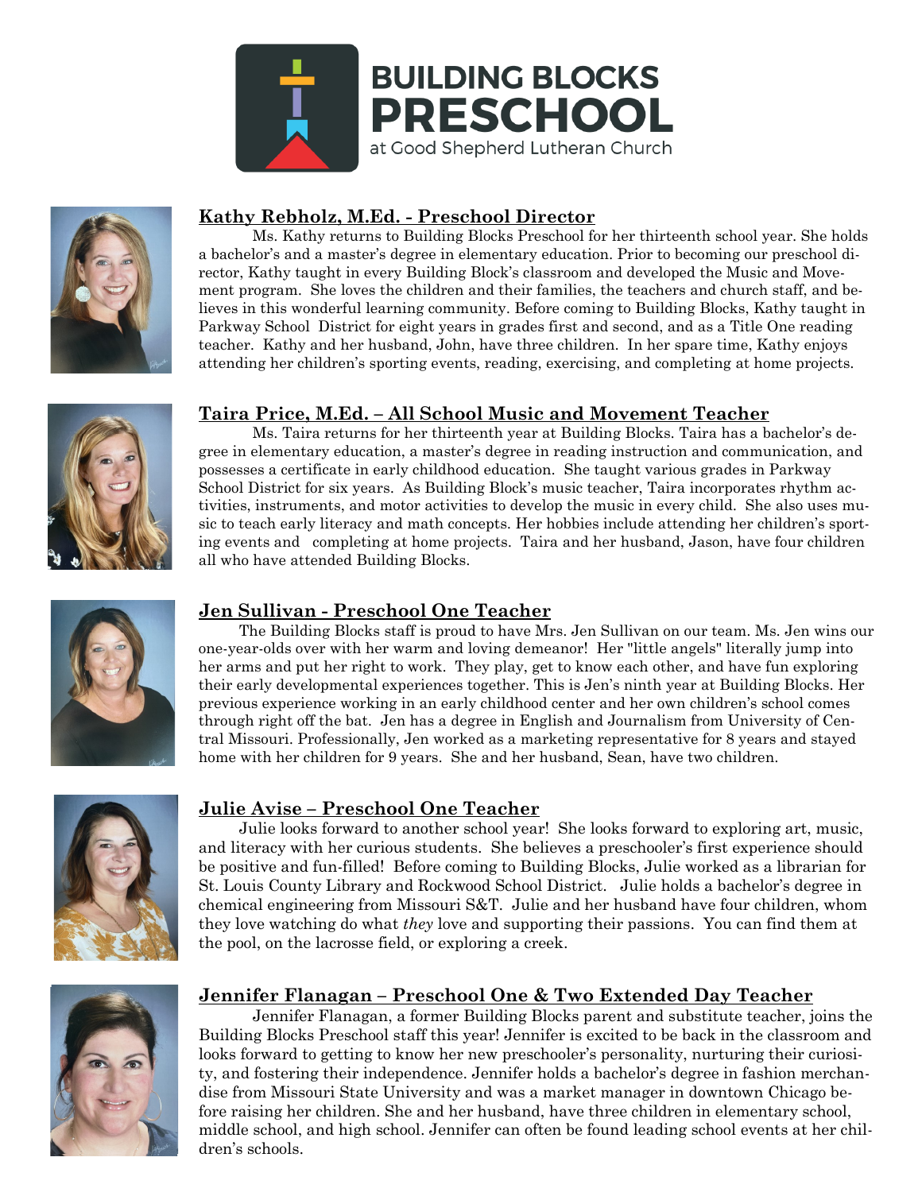# BUILDING BLOCKS PRESCHOOL

at Good Shepherd Lutheran Church

## Kathy Rebholz, M.Ed. - Preschool Director

Ms. Kathy returns to Building Blocks Preschool for her thirteenth school year. She holds a bachelor's and a master's degree in elementary education. Prior to becoming our preschool director, Kathy taught in every Building Block's classroom and developed the Music and Movement program. She loves the children and their families, the teachers and church staff, and believes in this wonderful learning community. Before coming to Building Blocks, Kathy taught in Parkway School District for eight years in grades first and second, and as a Title One reading teacher. Kathy and her husband, John, have three children. In her spare time, Kathy enjoys attending her children's sporting events, reading, exercising, and completing at home projects.

## Taira Price, M.Ed. – All School Music and Movement Teacher

Ms. Taira returns for her thirteenth year at Building Blocks. Taira has a bachelor's degree in elementary education, a master's degree in reading instruction and communication, and possesses a certificate in early childhood education. She taught various grades in Parkway School District for six years. As Building Block's music teacher, Taira incorporates rhythm activities, instruments, and motor activities to develop the music in every child. She also uses music to teach early literacy and math concepts. Her hobbies include attending her children's sporting events and completing at home projects. Taira and her husband, Jason, have four children all who have attended Building Blocks.

## Jen Sullivan - Preschool One Teacher

The Building Blocks staff is proud to have Mrs. Jen Sullivan on our team. Ms. Jen wins our one-year-olds over with her warm and loving demeanor! Her "little angels" literally jump into her arms and put her right to work. They play, get to know each other, and have fun exploring their early developmental experiences together. This is Jen's ninth year at Building Blocks. Her previous experience working in an early childhood center and her own children's school comes through right off the bat. Jen has a degree in English and Journalism from University of Central Missouri. Professionally, Jen worked as a marketing representative for 8 years and stayed home with her children for 9 years. She and her husband, Sean, have two children.

## Julie Avise – Preschool One Teacher

Julie looks forward to another school year! She looks forward to exploring art, music, and literacy with her curious students. She believes a preschooler's first experience should be positive and fun-filled! Before coming to Building Blocks, Julie worked as a librarian for St. Louis County Library and Rockwood School District. Julie holds a bachelor's degree in chemical engineering from Missouri S&T. Julie and her husband have four children, whom they love watching do what *they* love and supporting their passions. You can find them at the pool, on the lacrosse field, or exploring a creek.

## Jennifer Flanagan – Preschool One & Two Extended Day Teacher

Jennifer Flanagan, a former Building Blocks parent and substitute teacher, joins the Building Blocks Preschool staff this year! Jennifer is excited to be back in the classroom and looks forward to getting to know her new preschooler's personality, nurturing their curiosity, and fostering their independence. Jennifer holds a bachelor's degree in fashion merchandise from Missouri State University and was a market manager in downtown Chicago before raising her children. She and her husband, have three children in elementary school, middle school, and high school. Jennifer can often be found leading school events at her children's schools.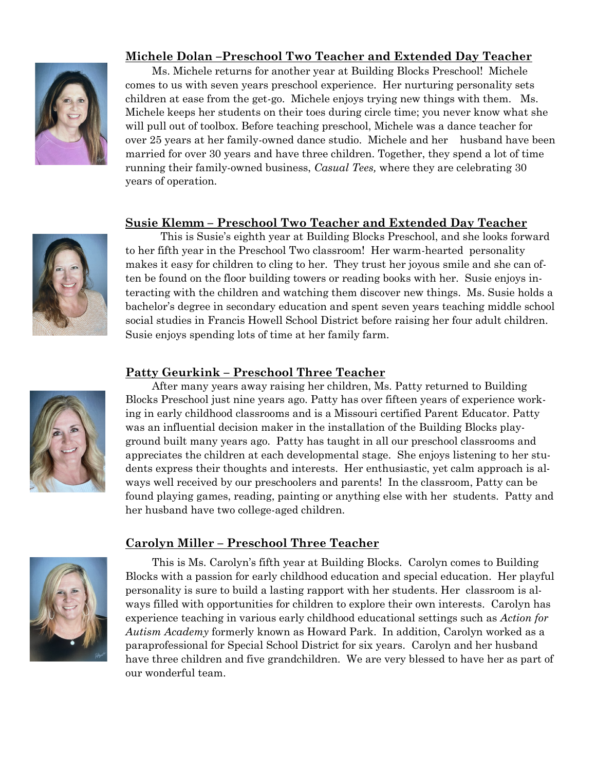**Michele Dolan –Preschool Two Teacher and Extended Day Teacher**

Ms. Michele returns for another year at Building Blocks Preschool! Michele comes to us with seven years preschool experience. Her nurturing personality sets children at ease from the get-go. Michele enjoys trying new things with them. Ms. Michele keeps her students on their toes during circle time; you never know what she will pull out of toolbox. Before teaching preschool, Michele was a dance teacher for over 25 years at her family-owned dance studio. Michele and her husband have been married for over 30 years and have three children. Together, they spend a lot of time running their family-owned business, *Casual Tees,* where they are celebrating 30 years of operation.

**Susie Klemm – Preschool Two Teacher and Extended Day Teacher**

This is Susie's eighth year at Building Blocks Preschool, and she looks forward to her fifth year in the Preschool Two classroom! Her warm-hearted personality makes it easy for children to cling to her. They trust her joyous smile and she can often be found on the floor building towers or reading books with her. Susie enjoys interacting with the children and watching them discover new things. Ms. Susie holds a bachelor's degree in secondary education and spent seven years teaching middle school social studies in Francis Howell School District before raising her four adult children. Susie enjoys spending lots of time at her family farm.

**Patty Geurkink – Preschool Three Teacher**

After many years away raising her children, Ms. Patty returned to Building Blocks Preschool just nine years ago. Patty has over fifteen years of experience working in early childhood classrooms and is a Missouri certified Parent Educator. Patty was an influential decision maker in the installation of the Building Blocks playground built many years ago. Patty has taught in all our preschool classrooms and appreciates the children at each developmental stage. She enjoys listening to her students express their thoughts and interests. Her enthusiastic, yet calm approach is always well received by our preschoolers and parents! In the classroom, Patty can be found playing games, reading, painting or anything else with her students. Patty and her husband have two college-aged children.

**Carolyn Miller – Preschool Three Teacher**

This is Ms. Carolyn's fifth year at Building Blocks. Carolyn comes to Building Blocks with a passion for early childhood education and special education. Her playful personality is sure to build a lasting rapport with her students. Her classroom is always filled with opportunities for children to explore their own interests. Carolyn has experience teaching in various early childhood educational settings such as *Action for Autism Academy* formerly known as Howard Park. In addition, Carolyn worked as a paraprofessional for Special School District for six years. Carolyn and her husband have three children and five grandchildren. We are very blessed to have her as part of our wonderful team.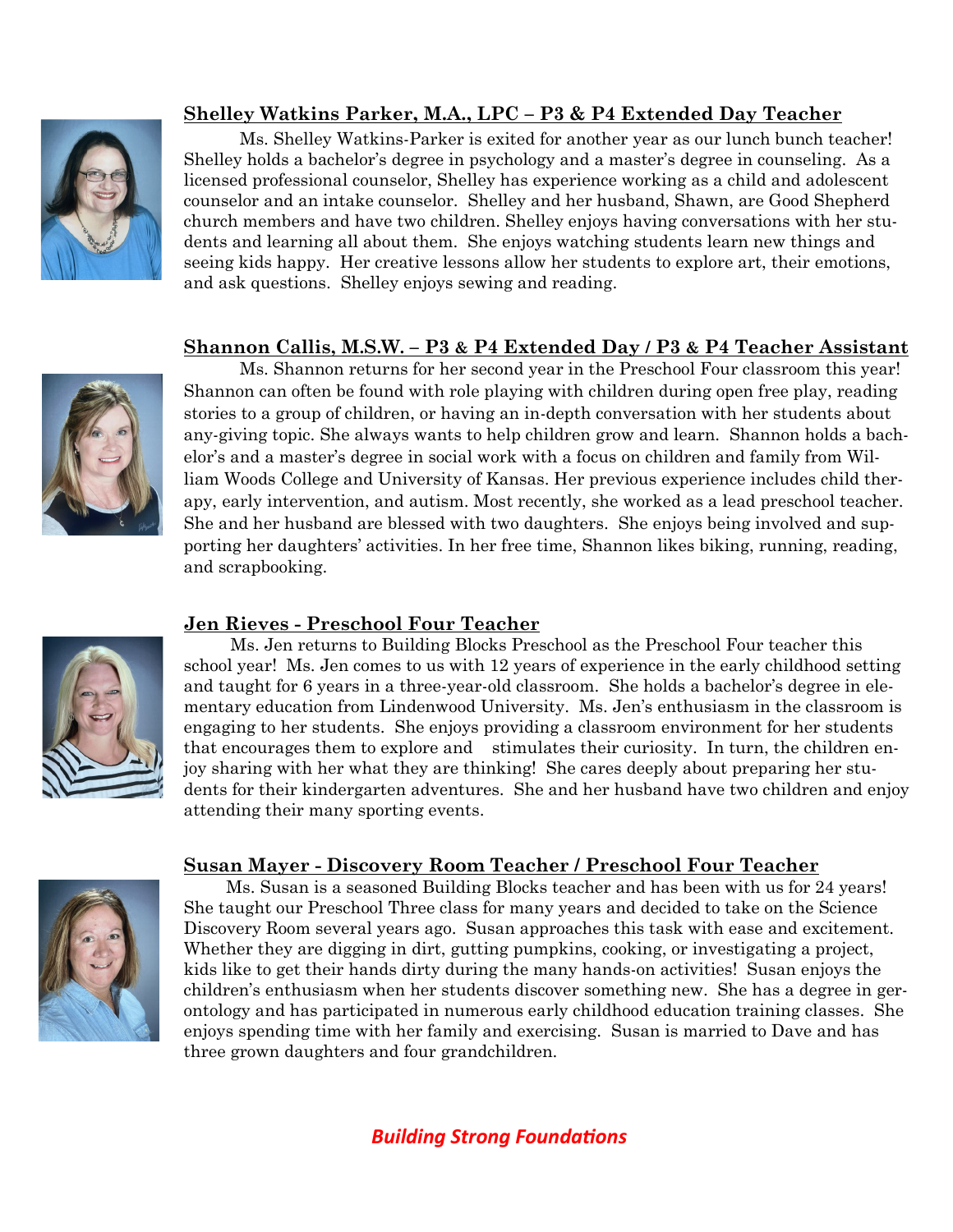**Shelley Watkins Parker, M.A., LPC – P3 & P4 Extended Day Teacher**

Ms. Shelley Watkins-Parker is exited for another year as our lunch bunch teacher! Shelley holds a bachelor's degree in psychology and a master's degree in counseling. As a licensed professional counselor, Shelley has experience working as a child and adolescent counselor and an intake counselor. Shelley and her husband, Shawn, are Good Shepherd church members and have two children. Shelley enjoys having conversations with her students and learning all about them. She enjoys watching students learn new things and seeing kids happy. Her creative lessons allow her students to explore art, their emotions, and ask questions. Shelley enjoys sewing and reading.

**Shannon Callis, M.S.W. – P3 & P4 Extended Day / P3 & P4 Teacher Assistant**

Ms. Shannon returns for her second year in the Preschool Four classroom this year! Shannon can often be found with role playing with children during open free play, reading stories to a group of children, or having an in-depth conversation with her students about any-giving topic. She always wants to help children grow and learn. Shannon holds a bachelor's and a master's degree in social work with a focus on children and family from William Woods College and University of Kansas. Her previous experience includes child therapy, early intervention, and autism. Most recently, she worked as a lead preschool teacher. She and her husband are blessed with two daughters. She enjoys being involved and supporting her daughters' activities. In her free time, Shannon likes biking, running, reading, and scrapbooking.

**Jen Rieves - Preschool Four Teacher**

Ms. Jen returns to Building Blocks Preschool as the Preschool Four teacher this school year! Ms. Jen comes to us with 12 years of experience in the early childhood setting and taught for 6 years in a three-year-old classroom. She holds a bachelor's degree in elementary education from Lindenwood University. Ms. Jen's enthusiasm in the classroom is engaging to her students. She enjoys providing a classroom environment for her students that encourages them to explore and stimulates their curiosity. In turn, the children enjoy sharing with her what they are thinking! She cares deeply about preparing her students for their kindergarten adventures. She and her husband have two children and enjoy attending their many sporting events.

**Susan Mayer - Discovery Room Teacher / Preschool Four Teacher**

Ms. Susan is a seasoned Building Blocks teacher and has been with us for 24 years! She taught our Preschool Three class for many years and decided to take on the Science Discovery Room several years ago. Susan approaches this task with ease and excitement. Whether they are digging in dirt, gutting pumpkins, cooking, or investigating a project, kids like to get their hands dirty during the many hands-on activities! Susan enjoys the children's enthusiasm when her students discover something new. She has a degree in gerontology and has participated in numerous early childhood education training classes. She enjoys spending time with her family and exercising. Susan is married to Dave and has three grown daughters and four grandchildren.

***Building Strong Foundations***